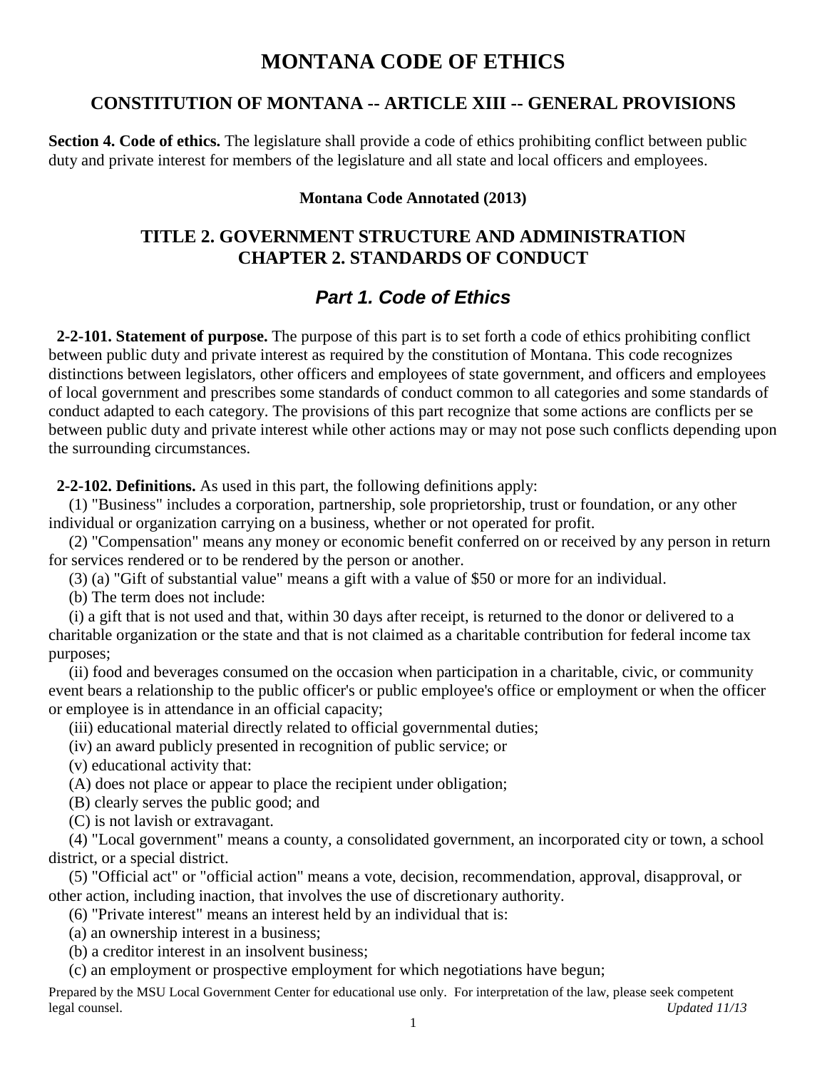# MONTANA CODE OF ETHICS

## CONSTITUTION OF MONTANA -- ARTICLE XIII -- GENERAL PROVISIONS

**Section 4. Code of ethics.** The legislature shall provide a code of ethics prohibiting conflict between public duty and private interest for members of the legislature and all state and local officers and employees.

**Montana Code Annotated (2013)**

## TITLE 2. GOVERNMENT STRUCTURE AND ADMINISTRATION
## CHAPTER 2. STANDARDS OF CONDUCT

### *Part 1. Code of Ethics*

**2-2-101. Statement of purpose.** The purpose of this part is to set forth a code of ethics prohibiting conflict between public duty and private interest as required by the constitution of Montana. This code recognizes distinctions between legislators, other officers and employees of state government, and officers and employees of local government and prescribes some standards of conduct common to all categories and some standards of conduct adapted to each category. The provisions of this part recognize that some actions are conflicts per se between public duty and private interest while other actions may or may not pose such conflicts depending upon the surrounding circumstances.

**2-2-102. Definitions.** As used in this part, the following definitions apply:

(1) "Business" includes a corporation, partnership, sole proprietorship, trust or foundation, or any other individual or organization carrying on a business, whether or not operated for profit.

(2) "Compensation" means any money or economic benefit conferred on or received by any person in return for services rendered or to be rendered by the person or another.

(3) (a) "Gift of substantial value" means a gift with a value of $50 or more for an individual.

(b) The term does not include:

(i) a gift that is not used and that, within 30 days after receipt, is returned to the donor or delivered to a charitable organization or the state and that is not claimed as a charitable contribution for federal income tax purposes;

(ii) food and beverages consumed on the occasion when participation in a charitable, civic, or community event bears a relationship to the public officer's or public employee's office or employment or when the officer or employee is in attendance in an official capacity;

(iii) educational material directly related to official governmental duties;

(iv) an award publicly presented in recognition of public service; or

(v) educational activity that:

(A) does not place or appear to place the recipient under obligation;

(B) clearly serves the public good; and

(C) is not lavish or extravagant.

(4) "Local government" means a county, a consolidated government, an incorporated city or town, a school district, or a special district.

(5) "Official act" or "official action" means a vote, decision, recommendation, approval, disapproval, or other action, including inaction, that involves the use of discretionary authority.

(6) "Private interest" means an interest held by an individual that is:

(a) an ownership interest in a business;

(b) a creditor interest in an insolvent business;

(c) an employment or prospective employment for which negotiations have begun;

Prepared by the MSU Local Government Center for educational use only. For interpretation of the law, please seek competent legal counsel. *Updated 11/13*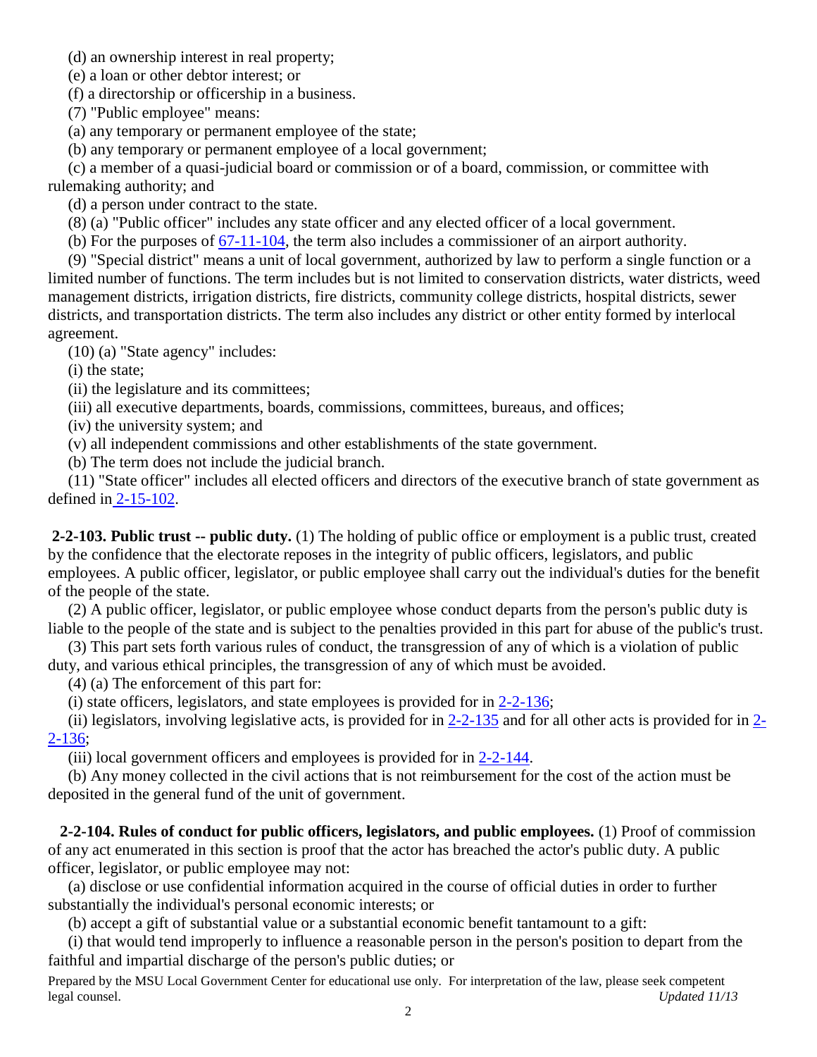(d) an ownership interest in real property;

(e) a loan or other debtor interest; or

(f) a directorship or officership in a business.

(7) "Public employee" means:

(a) any temporary or permanent employee of the state;

(b) any temporary or permanent employee of a local government;

(c) a member of a quasi-judicial board or commission or of a board, commission, or committee with rulemaking authority; and

(d) a person under contract to the state.

(8) (a) "Public officer" includes any state officer and any elected officer of a local government.

(b) For the purposes of 67-11-104, the term also includes a commissioner of an airport authority.

(9) "Special district" means a unit of local government, authorized by law to perform a single function or a limited number of functions. The term includes but is not limited to conservation districts, water districts, weed management districts, irrigation districts, fire districts, community college districts, hospital districts, sewer districts, and transportation districts. The term also includes any district or other entity formed by interlocal agreement.

(10) (a) "State agency" includes:

(i) the state;

(ii) the legislature and its committees;

(iii) all executive departments, boards, commissions, committees, bureaus, and offices;

(iv) the university system; and

(v) all independent commissions and other establishments of the state government.

(b) The term does not include the judicial branch.

(11) "State officer" includes all elected officers and directors of the executive branch of state government as defined in 2-15-102.

**2-2-103. Public trust -- public duty.** (1) The holding of public office or employment is a public trust, created by the confidence that the electorate reposes in the integrity of public officers, legislators, and public employees. A public officer, legislator, or public employee shall carry out the individual's duties for the benefit of the people of the state.

(2) A public officer, legislator, or public employee whose conduct departs from the person's public duty is liable to the people of the state and is subject to the penalties provided in this part for abuse of the public's trust.

(3) This part sets forth various rules of conduct, the transgression of any of which is a violation of public duty, and various ethical principles, the transgression of any of which must be avoided.

(4) (a) The enforcement of this part for:

(i) state officers, legislators, and state employees is provided for in 2-2-136;

(ii) legislators, involving legislative acts, is provided for in 2-2-135 and for all other acts is provided for in 2-2-136;

(iii) local government officers and employees is provided for in 2-2-144.

(b) Any money collected in the civil actions that is not reimbursement for the cost of the action must be deposited in the general fund of the unit of government.

**2-2-104. Rules of conduct for public officers, legislators, and public employees.** (1) Proof of commission of any act enumerated in this section is proof that the actor has breached the actor's public duty. A public officer, legislator, or public employee may not:

(a) disclose or use confidential information acquired in the course of official duties in order to further substantially the individual's personal economic interests; or

(b) accept a gift of substantial value or a substantial economic benefit tantamount to a gift:

(i) that would tend improperly to influence a reasonable person in the person's position to depart from the faithful and impartial discharge of the person's public duties; or

Prepared by the MSU Local Government Center for educational use only. For interpretation of the law, please seek competent legal counsel. *Updated 11/13*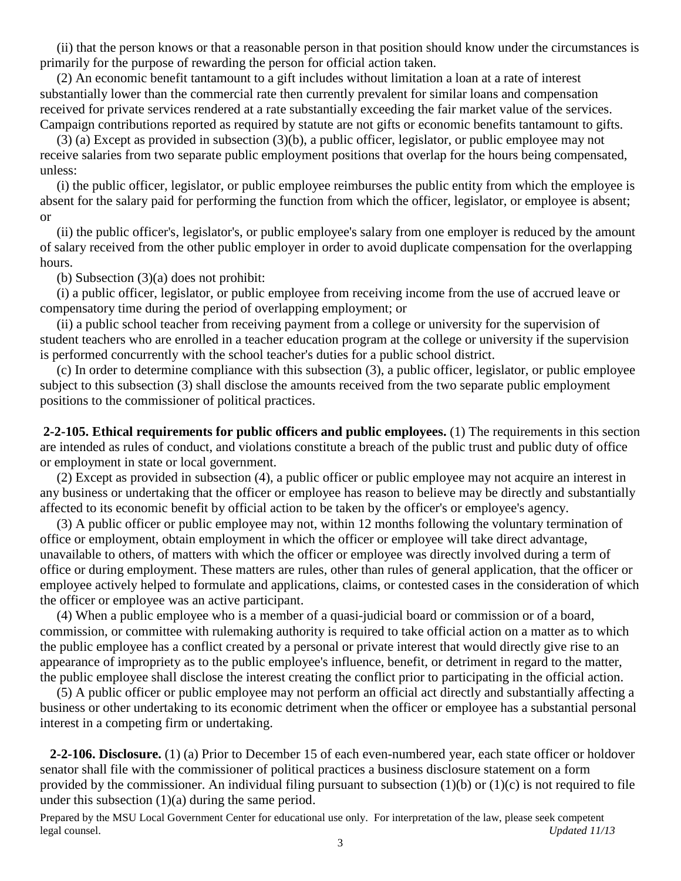(ii) that the person knows or that a reasonable person in that position should know under the circumstances is primarily for the purpose of rewarding the person for official action taken.

(2) An economic benefit tantamount to a gift includes without limitation a loan at a rate of interest substantially lower than the commercial rate then currently prevalent for similar loans and compensation received for private services rendered at a rate substantially exceeding the fair market value of the services. Campaign contributions reported as required by statute are not gifts or economic benefits tantamount to gifts.

(3) (a) Except as provided in subsection (3)(b), a public officer, legislator, or public employee may not receive salaries from two separate public employment positions that overlap for the hours being compensated, unless:

(i) the public officer, legislator, or public employee reimburses the public entity from which the employee is absent for the salary paid for performing the function from which the officer, legislator, or employee is absent; or

(ii) the public officer's, legislator's, or public employee's salary from one employer is reduced by the amount of salary received from the other public employer in order to avoid duplicate compensation for the overlapping hours.

(b) Subsection (3)(a) does not prohibit:

(i) a public officer, legislator, or public employee from receiving income from the use of accrued leave or compensatory time during the period of overlapping employment; or

(ii) a public school teacher from receiving payment from a college or university for the supervision of student teachers who are enrolled in a teacher education program at the college or university if the supervision is performed concurrently with the school teacher's duties for a public school district.

(c) In order to determine compliance with this subsection (3), a public officer, legislator, or public employee subject to this subsection (3) shall disclose the amounts received from the two separate public employment positions to the commissioner of political practices.

**2-2-105. Ethical requirements for public officers and public employees.** (1) The requirements in this section are intended as rules of conduct, and violations constitute a breach of the public trust and public duty of office or employment in state or local government.

(2) Except as provided in subsection (4), a public officer or public employee may not acquire an interest in any business or undertaking that the officer or employee has reason to believe may be directly and substantially affected to its economic benefit by official action to be taken by the officer's or employee's agency.

(3) A public officer or public employee may not, within 12 months following the voluntary termination of office or employment, obtain employment in which the officer or employee will take direct advantage, unavailable to others, of matters with which the officer or employee was directly involved during a term of office or during employment. These matters are rules, other than rules of general application, that the officer or employee actively helped to formulate and applications, claims, or contested cases in the consideration of which the officer or employee was an active participant.

(4) When a public employee who is a member of a quasi-judicial board or commission or of a board, commission, or committee with rulemaking authority is required to take official action on a matter as to which the public employee has a conflict created by a personal or private interest that would directly give rise to an appearance of impropriety as to the public employee's influence, benefit, or detriment in regard to the matter, the public employee shall disclose the interest creating the conflict prior to participating in the official action.

(5) A public officer or public employee may not perform an official act directly and substantially affecting a business or other undertaking to its economic detriment when the officer or employee has a substantial personal interest in a competing firm or undertaking.

**2-2-106. Disclosure.** (1) (a) Prior to December 15 of each even-numbered year, each state officer or holdover senator shall file with the commissioner of political practices a business disclosure statement on a form provided by the commissioner. An individual filing pursuant to subsection (1)(b) or (1)(c) is not required to file under this subsection (1)(a) during the same period.

Prepared by the MSU Local Government Center for educational use only. For interpretation of the law, please seek competent legal counsel. *Updated 11/13*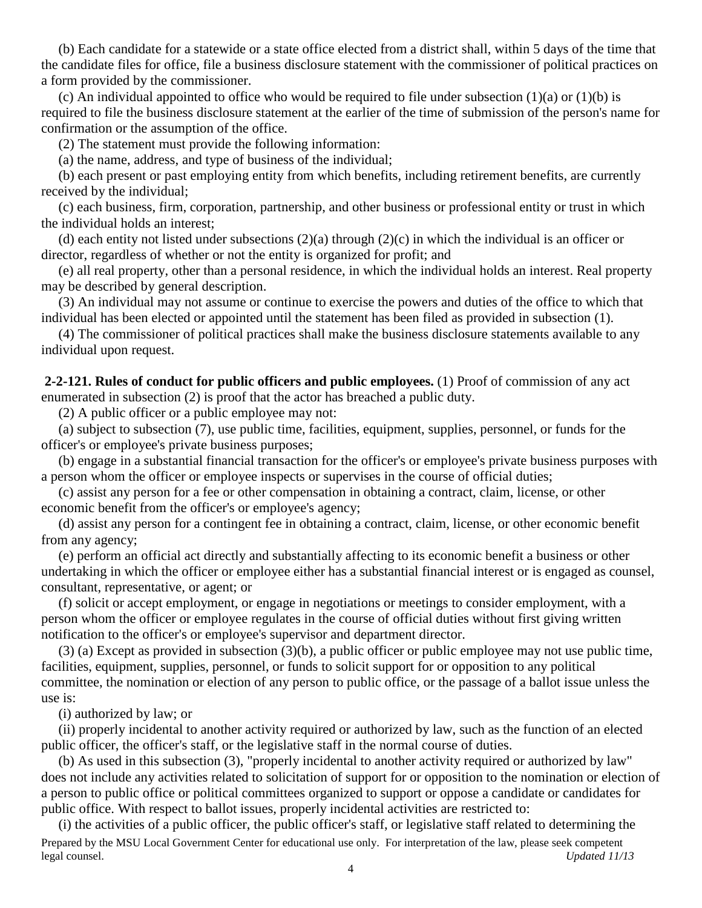(b) Each candidate for a statewide or a state office elected from a district shall, within 5 days of the time that the candidate files for office, file a business disclosure statement with the commissioner of political practices on a form provided by the commissioner.

(c) An individual appointed to office who would be required to file under subsection (1)(a) or (1)(b) is required to file the business disclosure statement at the earlier of the time of submission of the person's name for confirmation or the assumption of the office.

(2) The statement must provide the following information:

(a) the name, address, and type of business of the individual;

(b) each present or past employing entity from which benefits, including retirement benefits, are currently received by the individual;

(c) each business, firm, corporation, partnership, and other business or professional entity or trust in which the individual holds an interest;

(d) each entity not listed under subsections (2)(a) through (2)(c) in which the individual is an officer or director, regardless of whether or not the entity is organized for profit; and

(e) all real property, other than a personal residence, in which the individual holds an interest. Real property may be described by general description.

(3) An individual may not assume or continue to exercise the powers and duties of the office to which that individual has been elected or appointed until the statement has been filed as provided in subsection (1).

(4) The commissioner of political practices shall make the business disclosure statements available to any individual upon request.

**2-2-121. Rules of conduct for public officers and public employees.** (1) Proof of commission of any act enumerated in subsection (2) is proof that the actor has breached a public duty.

(2) A public officer or a public employee may not:

(a) subject to subsection (7), use public time, facilities, equipment, supplies, personnel, or funds for the officer's or employee's private business purposes;

(b) engage in a substantial financial transaction for the officer's or employee's private business purposes with a person whom the officer or employee inspects or supervises in the course of official duties;

(c) assist any person for a fee or other compensation in obtaining a contract, claim, license, or other economic benefit from the officer's or employee's agency;

(d) assist any person for a contingent fee in obtaining a contract, claim, license, or other economic benefit from any agency;

(e) perform an official act directly and substantially affecting to its economic benefit a business or other undertaking in which the officer or employee either has a substantial financial interest or is engaged as counsel, consultant, representative, or agent; or

(f) solicit or accept employment, or engage in negotiations or meetings to consider employment, with a person whom the officer or employee regulates in the course of official duties without first giving written notification to the officer's or employee's supervisor and department director.

(3) (a) Except as provided in subsection (3)(b), a public officer or public employee may not use public time, facilities, equipment, supplies, personnel, or funds to solicit support for or opposition to any political committee, the nomination or election of any person to public office, or the passage of a ballot issue unless the use is:

(i) authorized by law; or

(ii) properly incidental to another activity required or authorized by law, such as the function of an elected public officer, the officer's staff, or the legislative staff in the normal course of duties.

(b) As used in this subsection (3), "properly incidental to another activity required or authorized by law" does not include any activities related to solicitation of support for or opposition to the nomination or election of a person to public office or political committees organized to support or oppose a candidate or candidates for public office. With respect to ballot issues, properly incidental activities are restricted to:

(i) the activities of a public officer, the public officer's staff, or legislative staff related to determining the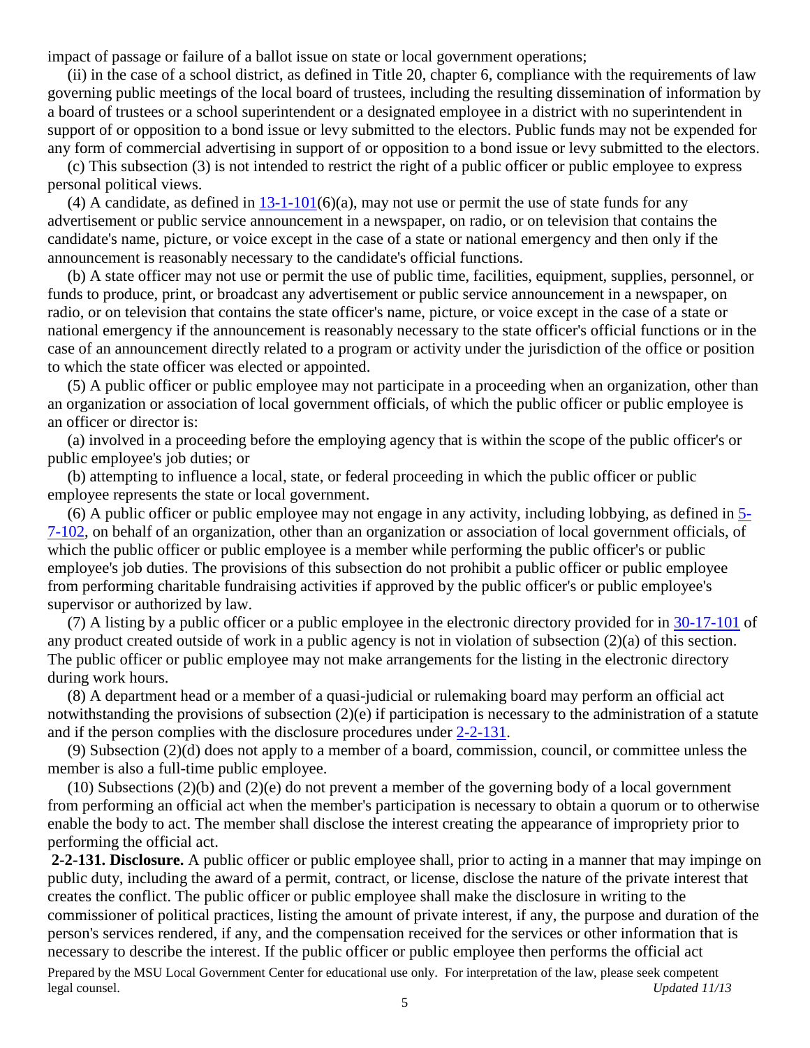impact of passage or failure of a ballot issue on state or local government operations;

(ii) in the case of a school district, as defined in Title 20, chapter 6, compliance with the requirements of law governing public meetings of the local board of trustees, including the resulting dissemination of information by a board of trustees or a school superintendent or a designated employee in a district with no superintendent in support of or opposition to a bond issue or levy submitted to the electors. Public funds may not be expended for any form of commercial advertising in support of or opposition to a bond issue or levy submitted to the electors.

(c) This subsection (3) is not intended to restrict the right of a public officer or public employee to express personal political views.

(4) A candidate, as defined in 13-1-101(6)(a), may not use or permit the use of state funds for any advertisement or public service announcement in a newspaper, on radio, or on television that contains the candidate's name, picture, or voice except in the case of a state or national emergency and then only if the announcement is reasonably necessary to the candidate's official functions.

(b) A state officer may not use or permit the use of public time, facilities, equipment, supplies, personnel, or funds to produce, print, or broadcast any advertisement or public service announcement in a newspaper, on radio, or on television that contains the state officer's name, picture, or voice except in the case of a state or national emergency if the announcement is reasonably necessary to the state officer's official functions or in the case of an announcement directly related to a program or activity under the jurisdiction of the office or position to which the state officer was elected or appointed.

(5) A public officer or public employee may not participate in a proceeding when an organization, other than an organization or association of local government officials, of which the public officer or public employee is an officer or director is:

(a) involved in a proceeding before the employing agency that is within the scope of the public officer's or public employee's job duties; or

(b) attempting to influence a local, state, or federal proceeding in which the public officer or public employee represents the state or local government.

(6) A public officer or public employee may not engage in any activity, including lobbying, as defined in 5-7-102, on behalf of an organization, other than an organization or association of local government officials, of which the public officer or public employee is a member while performing the public officer's or public employee's job duties. The provisions of this subsection do not prohibit a public officer or public employee from performing charitable fundraising activities if approved by the public officer's or public employee's supervisor or authorized by law.

(7) A listing by a public officer or a public employee in the electronic directory provided for in 30-17-101 of any product created outside of work in a public agency is not in violation of subsection (2)(a) of this section. The public officer or public employee may not make arrangements for the listing in the electronic directory during work hours.

(8) A department head or a member of a quasi-judicial or rulemaking board may perform an official act notwithstanding the provisions of subsection (2)(e) if participation is necessary to the administration of a statute and if the person complies with the disclosure procedures under 2-2-131.

(9) Subsection (2)(d) does not apply to a member of a board, commission, council, or committee unless the member is also a full-time public employee.

(10) Subsections (2)(b) and (2)(e) do not prevent a member of the governing body of a local government from performing an official act when the member's participation is necessary to obtain a quorum or to otherwise enable the body to act. The member shall disclose the interest creating the appearance of impropriety prior to performing the official act.

**2-2-131. Disclosure.** A public officer or public employee shall, prior to acting in a manner that may impinge on public duty, including the award of a permit, contract, or license, disclose the nature of the private interest that creates the conflict. The public officer or public employee shall make the disclosure in writing to the commissioner of political practices, listing the amount of private interest, if any, the purpose and duration of the person's services rendered, if any, and the compensation received for the services or other information that is necessary to describe the interest. If the public officer or public employee then performs the official act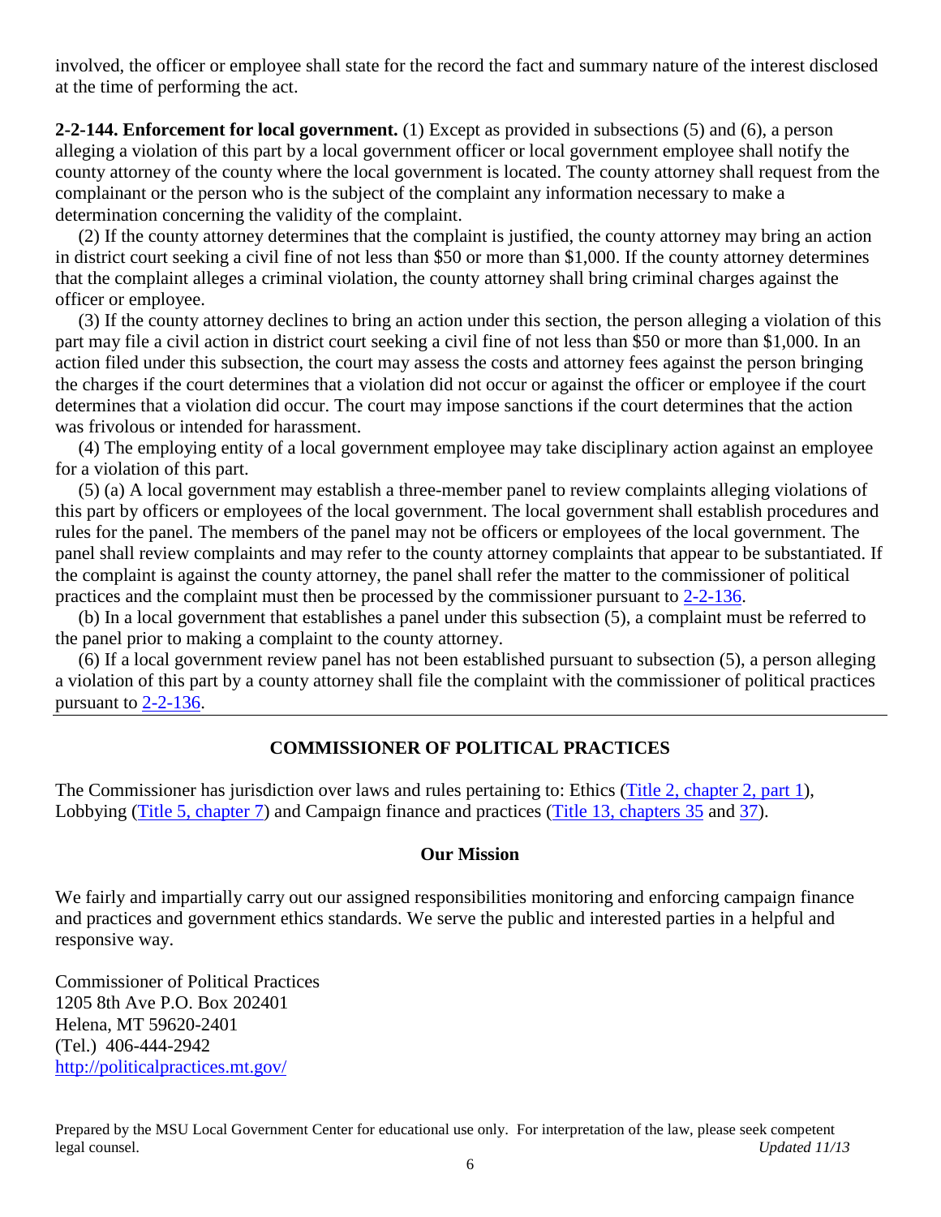involved, the officer or employee shall state for the record the fact and summary nature of the interest disclosed at the time of performing the act.

**2-2-144. Enforcement for local government.** (1) Except as provided in subsections (5) and (6), a person alleging a violation of this part by a local government officer or local government employee shall notify the county attorney of the county where the local government is located. The county attorney shall request from the complainant or the person who is the subject of the complaint any information necessary to make a determination concerning the validity of the complaint.

(2) If the county attorney determines that the complaint is justified, the county attorney may bring an action in district court seeking a civil fine of not less than $50 or more than $1,000. If the county attorney determines that the complaint alleges a criminal violation, the county attorney shall bring criminal charges against the officer or employee.

(3) If the county attorney declines to bring an action under this section, the person alleging a violation of this part may file a civil action in district court seeking a civil fine of not less than $50 or more than $1,000. In an action filed under this subsection, the court may assess the costs and attorney fees against the person bringing the charges if the court determines that a violation did not occur or against the officer or employee if the court determines that a violation did occur. The court may impose sanctions if the court determines that the action was frivolous or intended for harassment.

(4) The employing entity of a local government employee may take disciplinary action against an employee for a violation of this part.

(5) (a) A local government may establish a three-member panel to review complaints alleging violations of this part by officers or employees of the local government. The local government shall establish procedures and rules for the panel. The members of the panel may not be officers or employees of the local government. The panel shall review complaints and may refer to the county attorney complaints that appear to be substantiated. If the complaint is against the county attorney, the panel shall refer the matter to the commissioner of political practices and the complaint must then be processed by the commissioner pursuant to 2-2-136.

(b) In a local government that establishes a panel under this subsection (5), a complaint must be referred to the panel prior to making a complaint to the county attorney.

(6) If a local government review panel has not been established pursuant to subsection (5), a person alleging a violation of this part by a county attorney shall file the complaint with the commissioner of political practices pursuant to 2-2-136.

## COMMISSIONER OF POLITICAL PRACTICES

The Commissioner has jurisdiction over laws and rules pertaining to: Ethics (Title 2, chapter 2, part 1), Lobbying (Title 5, chapter 7) and Campaign finance and practices (Title 13, chapters 35 and 37).

### Our Mission

We fairly and impartially carry out our assigned responsibilities monitoring and enforcing campaign finance and practices and government ethics standards. We serve the public and interested parties in a helpful and responsive way.

Commissioner of Political Practices
1205 8th Ave P.O. Box 202401
Helena, MT 59620-2401
(Tel.) 406-444-2942
http://politicalpractices.mt.gov/

Prepared by the MSU Local Government Center for educational use only. For interpretation of the law, please seek competent legal counsel. *Updated 11/13*